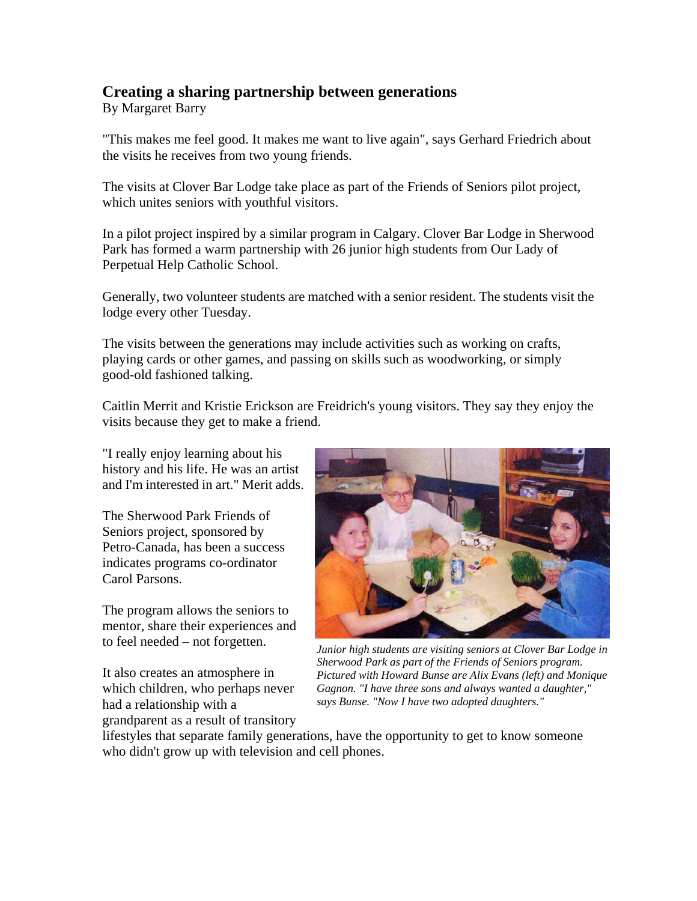## Creating a sharing partnership between generations

By Margaret Barry

"This makes me feel good. It makes me want to live again", says Gerhard Friedrich about the visits he receives from two young friends.

The visits at Clover Bar Lodge take place as part of the Friends of Seniors pilot project, which unites seniors with youthful visitors.

In a pilot project inspired by a similar program in Calgary. Clover Bar Lodge in Sherwood Park has formed a warm partnership with 26 junior high students from Our Lady of Perpetual Help Catholic School.

Generally, two volunteer students are matched with a senior resident. The students visit the lodge every other Tuesday.

The visits between the generations may include activities such as working on crafts, playing cards or other games, and passing on skills such as woodworking, or simply good-old fashioned talking.

Caitlin Merrit and Kristie Erickson are Freidrich's young visitors. They say they enjoy the visits because they get to make a friend.

"I really enjoy learning about his history and his life. He was an artist and I'm interested in art." Merit adds.

The Sherwood Park Friends of Seniors project, sponsored by Petro-Canada, has been a success indicates programs co-ordinator Carol Parsons.

The program allows the seniors to mentor, share their experiences and to feel needed – not forgotten.

It also creates an atmosphere in which children, who perhaps never had a relationship with a grandparent as a result of transitory lifestyles that separate family generations, have the opportunity to get to know someone who didn't grow up with television and cell phones.

*Junior high students are visiting seniors at Clover Bar Lodge in Sherwood Park as part of the Friends of Seniors program. Pictured with Howard Bunse are Alix Evans (left) and Monique Gagnon. "I have three sons and always wanted a daughter," says Bunse. "Now I have two adopted daughters."*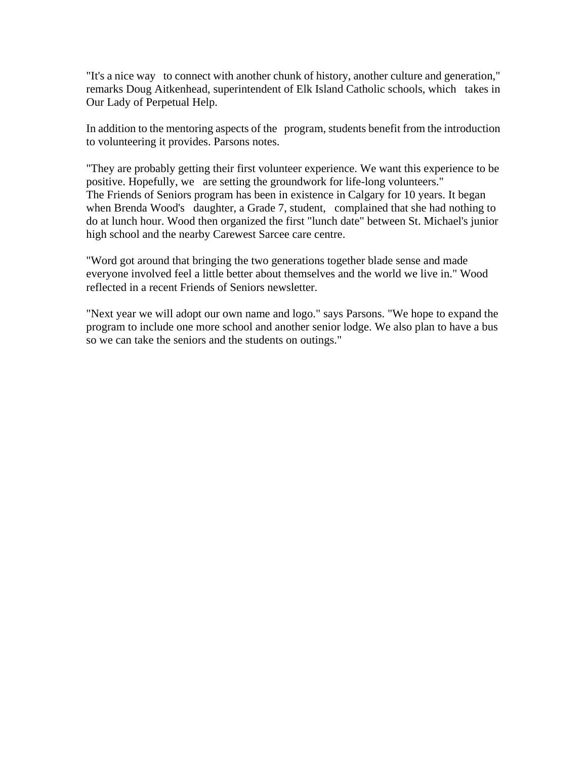"It's a nice way to connect with another chunk of history, another culture and generation," remarks Doug Aitkenhead, superintendent of Elk Island Catholic schools, which takes in Our Lady of Perpetual Help.

In addition to the mentoring aspects of the program, students benefit from the introduction to volunteering it provides. Parsons notes.

"They are probably getting their first volunteer experience. We want this experience to be positive. Hopefully, we are setting the groundwork for life-long volunteers."
The Friends of Seniors program has been in existence in Calgary for 10 years. It began when Brenda Wood's daughter, a Grade 7, student, complained that she had nothing to do at lunch hour. Wood then organized the first "lunch date" between St. Michael's junior high school and the nearby Carewest Sarcee care centre.

"Word got around that bringing the two generations together blade sense and made everyone involved feel a little better about themselves and the world we live in." Wood reflected in a recent Friends of Seniors newsletter.

"Next year we will adopt our own name and logo." says Parsons. "We hope to expand the program to include one more school and another senior lodge. We also plan to have a bus so we can take the seniors and the students on outings."